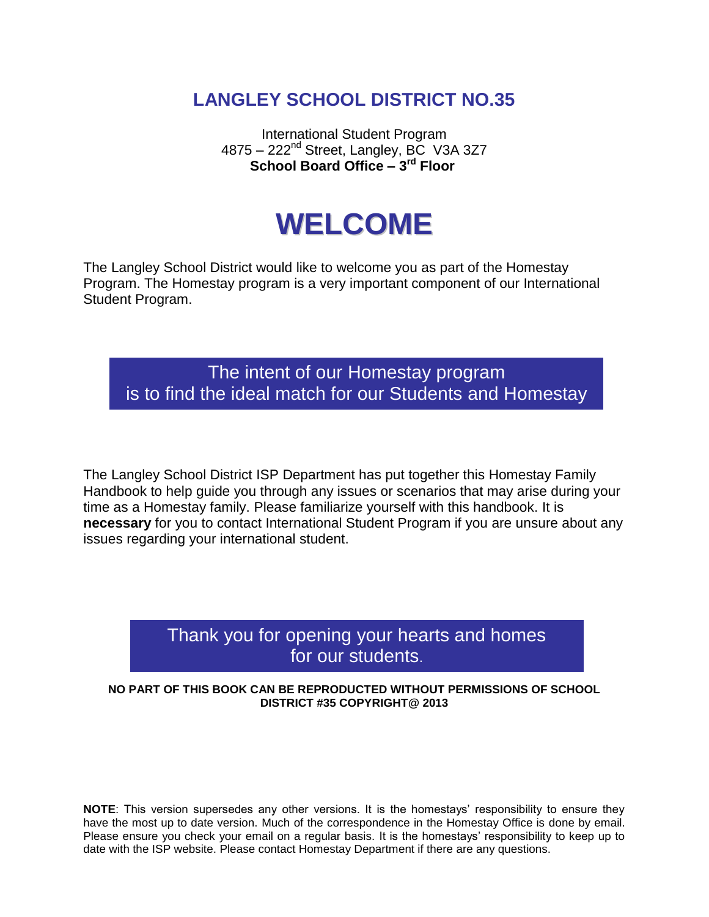# LANGLEY SCHOOL DISTRICT NO.35

International Student Program
4875 – 222nd Street, Langley, BC V3A 3Z7
**School Board Office – 3rd Floor**

# WELCOME

The Langley School District would like to welcome you as part of the Homestay Program. The Homestay program is a very important component of our International Student Program.

> The intent of our Homestay program is to find the ideal match for our Students and Homestay

The Langley School District ISP Department has put together this Homestay Family Handbook to help guide you through any issues or scenarios that may arise during your time as a Homestay family. Please familiarize yourself with this handbook. It is **necessary** for you to contact International Student Program if you are unsure about any issues regarding your international student.

> Thank you for opening your hearts and homes for our students.

**NO PART OF THIS BOOK CAN BE REPRODUCTED WITHOUT PERMISSIONS OF SCHOOL DISTRICT #35 COPYRIGHT@ 2013**

**NOTE**: This version supersedes any other versions. It is the homestays' responsibility to ensure they have the most up to date version. Much of the correspondence in the Homestay Office is done by email. Please ensure you check your email on a regular basis. It is the homestays' responsibility to keep up to date with the ISP website. Please contact Homestay Department if there are any questions.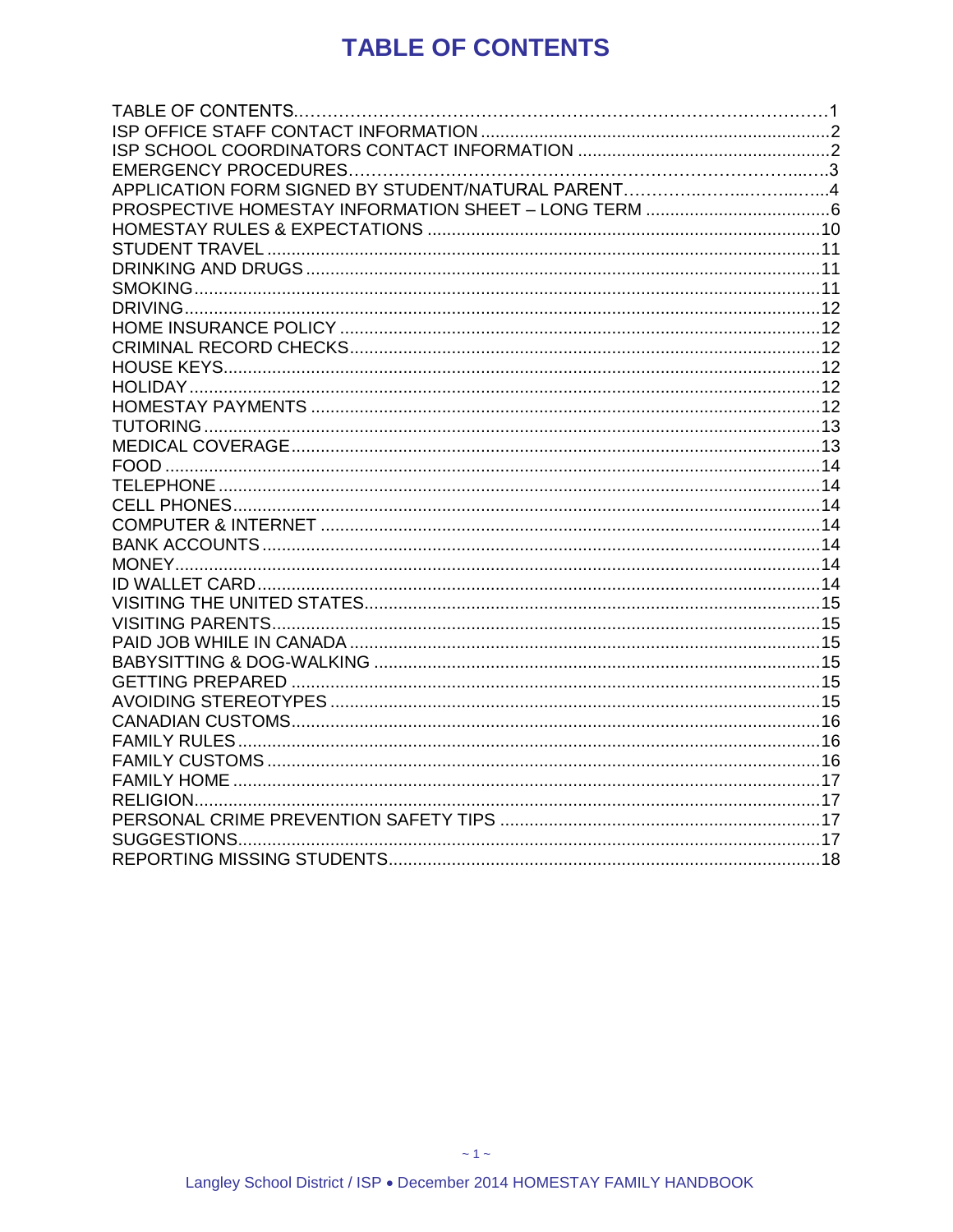# TABLE OF CONTENTS

| | |
|---|---|
| TABLE OF CONTENTS | 1 |
| ISP OFFICE STAFF CONTACT INFORMATION | 2 |
| ISP SCHOOL COORDINATORS CONTACT INFORMATION | 2 |
| EMERGENCY PROCEDURES | 3 |
| APPLICATION FORM SIGNED BY STUDENT/NATURAL PARENT | 4 |
| PROSPECTIVE HOMESTAY INFORMATION SHEET – LONG TERM | 6 |
| HOMESTAY RULES & EXPECTATIONS | 10 |
| STUDENT TRAVEL | 11 |
| DRINKING AND DRUGS | 11 |
| SMOKING | 11 |
| DRIVING | 12 |
| HOME INSURANCE POLICY | 12 |
| CRIMINAL RECORD CHECKS | 12 |
| HOUSE KEYS | 12 |
| HOLIDAY | 12 |
| HOMESTAY PAYMENTS | 12 |
| TUTORING | 13 |
| MEDICAL COVERAGE | 13 |
| FOOD | 14 |
| TELEPHONE | 14 |
| CELL PHONES | 14 |
| COMPUTER & INTERNET | 14 |
| BANK ACCOUNTS | 14 |
| MONEY | 14 |
| ID WALLET CARD | 14 |
| VISITING THE UNITED STATES | 15 |
| VISITING PARENTS | 15 |
| PAID JOB WHILE IN CANADA | 15 |
| BABYSITTING & DOG-WALKING | 15 |
| GETTING PREPARED | 15 |
| AVOIDING STEREOTYPES | 15 |
| CANADIAN CUSTOMS | 16 |
| FAMILY RULES | 16 |
| FAMILY CUSTOMS | 16 |
| FAMILY HOME | 17 |
| RELIGION | 17 |
| PERSONAL CRIME PREVENTION SAFETY TIPS | 17 |
| SUGGESTIONS | 17 |
| REPORTING MISSING STUDENTS | 18 |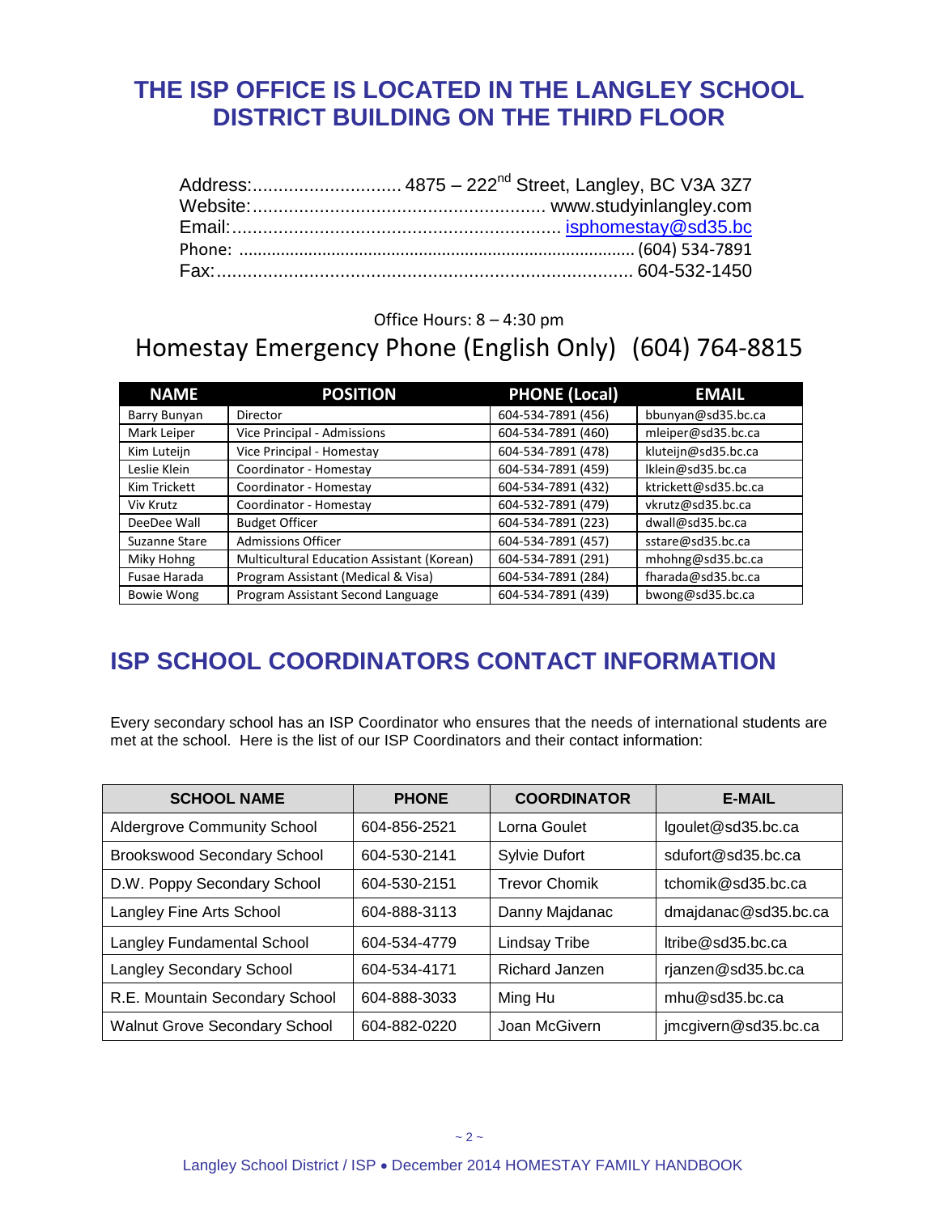## THE ISP OFFICE IS LOCATED IN THE LANGLEY SCHOOL DISTRICT BUILDING ON THE THIRD FLOOR

Address:............................ 4875 – 222nd Street, Langley, BC V3A 3Z7
Website:........................................................ www.studyinlangley.com
Email:................................................................ isphomestay@sd35.bc
Phone: ...................................................................................... (604) 534-7891
Fax:................................................................................ 604-532-1450

Office Hours: 8 – 4:30 pm

Homestay Emergency Phone (English Only) (604) 764-8815

| NAME | POSITION | PHONE (Local) | EMAIL |
|---|---|---|---|
| Barry Bunyan | Director | 604-534-7891 (456) | bbunyan@sd35.bc.ca |
| Mark Leiper | Vice Principal - Admissions | 604-534-7891 (460) | mleiper@sd35.bc.ca |
| Kim Luteijn | Vice Principal - Homestay | 604-534-7891 (478) | kluteijn@sd35.bc.ca |
| Leslie Klein | Coordinator - Homestay | 604-534-7891 (459) | lklein@sd35.bc.ca |
| Kim Trickett | Coordinator - Homestay | 604-534-7891 (432) | ktrickett@sd35.bc.ca |
| Viv Krutz | Coordinator - Homestay | 604-532-7891 (479) | vkrutz@sd35.bc.ca |
| DeeDee Wall | Budget Officer | 604-534-7891 (223) | dwall@sd35.bc.ca |
| Suzanne Stare | Admissions Officer | 604-534-7891 (457) | sstare@sd35.bc.ca |
| Miky Hohng | Multicultural Education Assistant (Korean) | 604-534-7891 (291) | mhohng@sd35.bc.ca |
| Fusae Harada | Program Assistant (Medical & Visa) | 604-534-7891 (284) | fharada@sd35.bc.ca |
| Bowie Wong | Program Assistant Second Language | 604-534-7891 (439) | bwong@sd35.bc.ca |

## ISP SCHOOL COORDINATORS CONTACT INFORMATION

Every secondary school has an ISP Coordinator who ensures that the needs of international students are met at the school. Here is the list of our ISP Coordinators and their contact information:

| SCHOOL NAME | PHONE | COORDINATOR | E-MAIL |
|---|---|---|---|
| Aldergrove Community School | 604-856-2521 | Lorna Goulet | lgoulet@sd35.bc.ca |
| Brookswood Secondary School | 604-530-2141 | Sylvie Dufort | sdufort@sd35.bc.ca |
| D.W. Poppy Secondary School | 604-530-2151 | Trevor Chomik | tchomik@sd35.bc.ca |
| Langley Fine Arts School | 604-888-3113 | Danny Majdanac | dmajdanac@sd35.bc.ca |
| Langley Fundamental School | 604-534-4779 | Lindsay Tribe | ltribe@sd35.bc.ca |
| Langley Secondary School | 604-534-4171 | Richard Janzen | rjanzen@sd35.bc.ca |
| R.E. Mountain Secondary School | 604-888-3033 | Ming Hu | mhu@sd35.bc.ca |
| Walnut Grove Secondary School | 604-882-0220 | Joan McGivern | jmcgivern@sd35.bc.ca |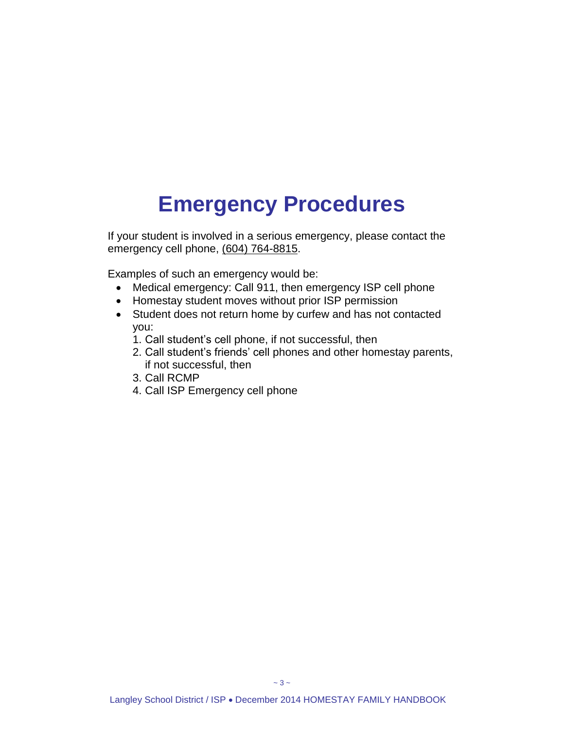# Emergency Procedures

If your student is involved in a serious emergency, please contact the emergency cell phone, (604) 764-8815.

Examples of such an emergency would be:

- Medical emergency: Call 911, then emergency ISP cell phone
- Homestay student moves without prior ISP permission
- Student does not return home by curfew and has not contacted you:
  1. Call student's cell phone, if not successful, then
  2. Call student's friends' cell phones and other homestay parents, if not successful, then
  3. Call RCMP
  4. Call ISP Emergency cell phone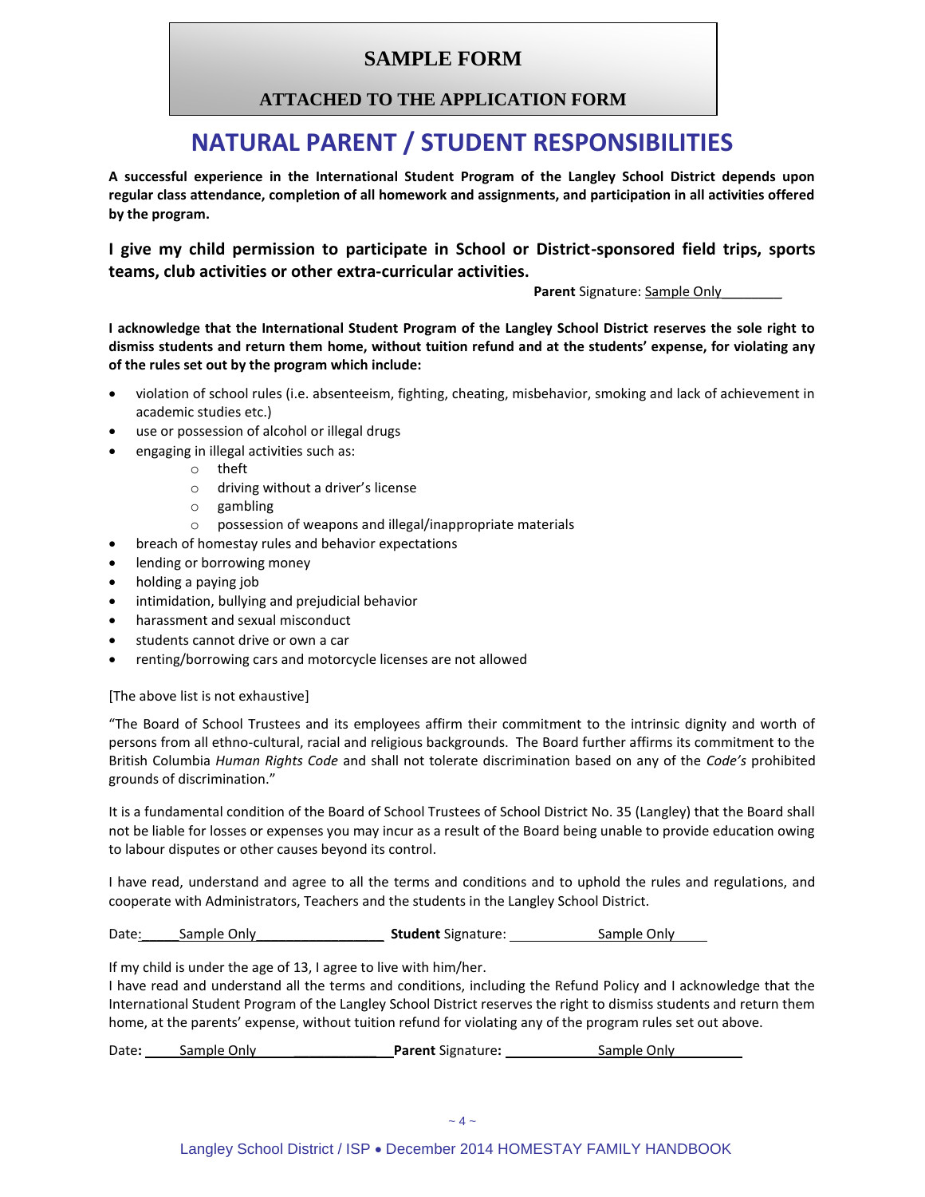**SAMPLE FORM**

**ATTACHED TO THE APPLICATION FORM**

# NATURAL PARENT / STUDENT RESPONSIBILITIES

**A successful experience in the International Student Program of the Langley School District depends upon regular class attendance, completion of all homework and assignments, and participation in all activities offered by the program.**

**I give my child permission to participate in School or District-sponsored field trips, sports teams, club activities or other extra-curricular activities.**

**Parent** Signature: Sample Only

**I acknowledge that the International Student Program of the Langley School District reserves the sole right to dismiss students and return them home, without tuition refund and at the students' expense, for violating any of the rules set out by the program which include:**

- violation of school rules (i.e. absenteeism, fighting, cheating, misbehavior, smoking and lack of achievement in academic studies etc.)
- use or possession of alcohol or illegal drugs
- engaging in illegal activities such as:
  - theft
  - driving without a driver's license
  - gambling
  - possession of weapons and illegal/inappropriate materials
- breach of homestay rules and behavior expectations
- lending or borrowing money
- holding a paying job
- intimidation, bullying and prejudicial behavior
- harassment and sexual misconduct
- students cannot drive or own a car
- renting/borrowing cars and motorcycle licenses are not allowed

[The above list is not exhaustive]

"The Board of School Trustees and its employees affirm their commitment to the intrinsic dignity and worth of persons from all ethno-cultural, racial and religious backgrounds. The Board further affirms its commitment to the British Columbia *Human Rights Code* and shall not tolerate discrimination based on any of the *Code's* prohibited grounds of discrimination."

It is a fundamental condition of the Board of School Trustees of School District No. 35 (Langley) that the Board shall not be liable for losses or expenses you may incur as a result of the Board being unable to provide education owing to labour disputes or other causes beyond its control.

I have read, understand and agree to all the terms and conditions and to uphold the rules and regulations, and cooperate with Administrators, Teachers and the students in the Langley School District.

Date: Sample Only **Student** Signature: Sample Only

If my child is under the age of 13, I agree to live with him/her.
I have read and understand all the terms and conditions, including the Refund Policy and I acknowledge that the International Student Program of the Langley School District reserves the right to dismiss students and return them home, at the parents' expense, without tuition refund for violating any of the program rules set out above.

Date**:** Sample Only **Parent** Signature**:** Sample Only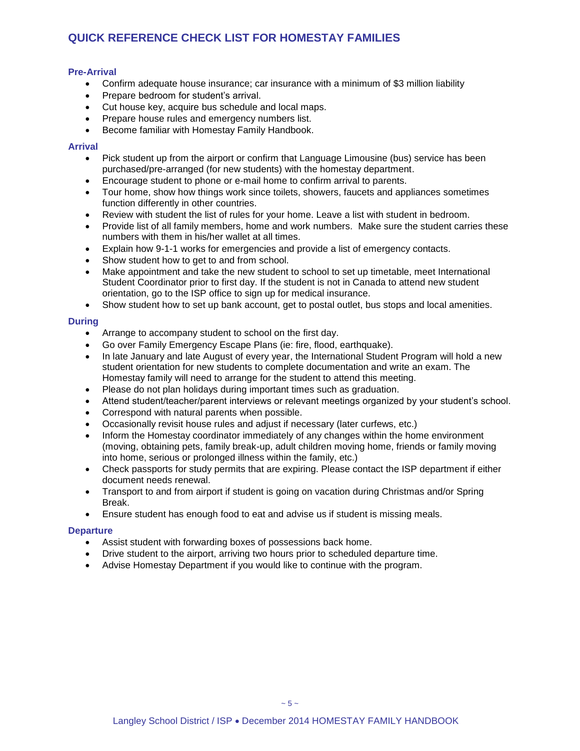## QUICK REFERENCE CHECK LIST FOR HOMESTAY FAMILIES

### Pre-Arrival

- Confirm adequate house insurance; car insurance with a minimum of $3 million liability
- Prepare bedroom for student's arrival.
- Cut house key, acquire bus schedule and local maps.
- Prepare house rules and emergency numbers list.
- Become familiar with Homestay Family Handbook.

### Arrival

- Pick student up from the airport or confirm that Language Limousine (bus) service has been purchased/pre-arranged (for new students) with the homestay department.
- Encourage student to phone or e-mail home to confirm arrival to parents.
- Tour home, show how things work since toilets, showers, faucets and appliances sometimes function differently in other countries.
- Review with student the list of rules for your home. Leave a list with student in bedroom.
- Provide list of all family members, home and work numbers. Make sure the student carries these numbers with them in his/her wallet at all times.
- Explain how 9-1-1 works for emergencies and provide a list of emergency contacts.
- Show student how to get to and from school.
- Make appointment and take the new student to school to set up timetable, meet International Student Coordinator prior to first day. If the student is not in Canada to attend new student orientation, go to the ISP office to sign up for medical insurance.
- Show student how to set up bank account, get to postal outlet, bus stops and local amenities.

### During

- Arrange to accompany student to school on the first day.
- Go over Family Emergency Escape Plans (ie: fire, flood, earthquake).
- In late January and late August of every year, the International Student Program will hold a new student orientation for new students to complete documentation and write an exam. The Homestay family will need to arrange for the student to attend this meeting.
- Please do not plan holidays during important times such as graduation.
- Attend student/teacher/parent interviews or relevant meetings organized by your student's school.
- Correspond with natural parents when possible.
- Occasionally revisit house rules and adjust if necessary (later curfews, etc.)
- Inform the Homestay coordinator immediately of any changes within the home environment (moving, obtaining pets, family break-up, adult children moving home, friends or family moving into home, serious or prolonged illness within the family, etc.)
- Check passports for study permits that are expiring. Please contact the ISP department if either document needs renewal.
- Transport to and from airport if student is going on vacation during Christmas and/or Spring Break.
- Ensure student has enough food to eat and advise us if student is missing meals.

### Departure

- Assist student with forwarding boxes of possessions back home.
- Drive student to the airport, arriving two hours prior to scheduled departure time.
- Advise Homestay Department if you would like to continue with the program.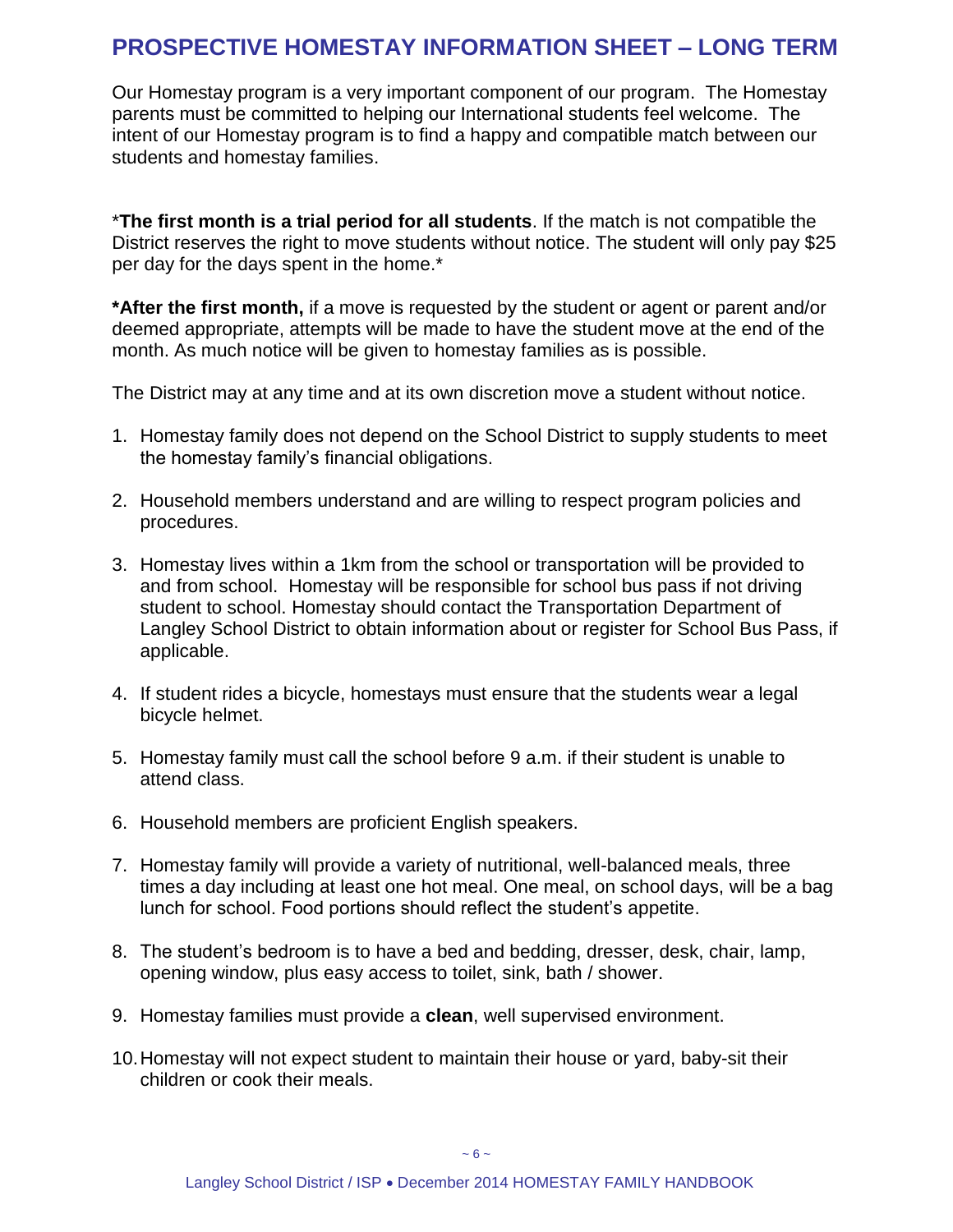# PROSPECTIVE HOMESTAY INFORMATION SHEET – LONG TERM

Our Homestay program is a very important component of our program. The Homestay parents must be committed to helping our International students feel welcome. The intent of our Homestay program is to find a happy and compatible match between our students and homestay families.

***The first month is a trial period for all students**. If the match is not compatible the District reserves the right to move students without notice. The student will only pay $25 per day for the days spent in the home.*

***After the first month,** if a move is requested by the student or agent or parent and/or deemed appropriate, attempts will be made to have the student move at the end of the month. As much notice will be given to homestay families as is possible.

The District may at any time and at its own discretion move a student without notice.

1. Homestay family does not depend on the School District to supply students to meet the homestay family's financial obligations.
2. Household members understand and are willing to respect program policies and procedures.
3. Homestay lives within a 1km from the school or transportation will be provided to and from school. Homestay will be responsible for school bus pass if not driving student to school. Homestay should contact the Transportation Department of Langley School District to obtain information about or register for School Bus Pass, if applicable.
4. If student rides a bicycle, homestays must ensure that the students wear a legal bicycle helmet.
5. Homestay family must call the school before 9 a.m. if their student is unable to attend class.
6. Household members are proficient English speakers.
7. Homestay family will provide a variety of nutritional, well-balanced meals, three times a day including at least one hot meal. One meal, on school days, will be a bag lunch for school. Food portions should reflect the student's appetite.
8. The student's bedroom is to have a bed and bedding, dresser, desk, chair, lamp, opening window, plus easy access to toilet, sink, bath / shower.
9. Homestay families must provide a **clean**, well supervised environment.
10. Homestay will not expect student to maintain their house or yard, baby-sit their children or cook their meals.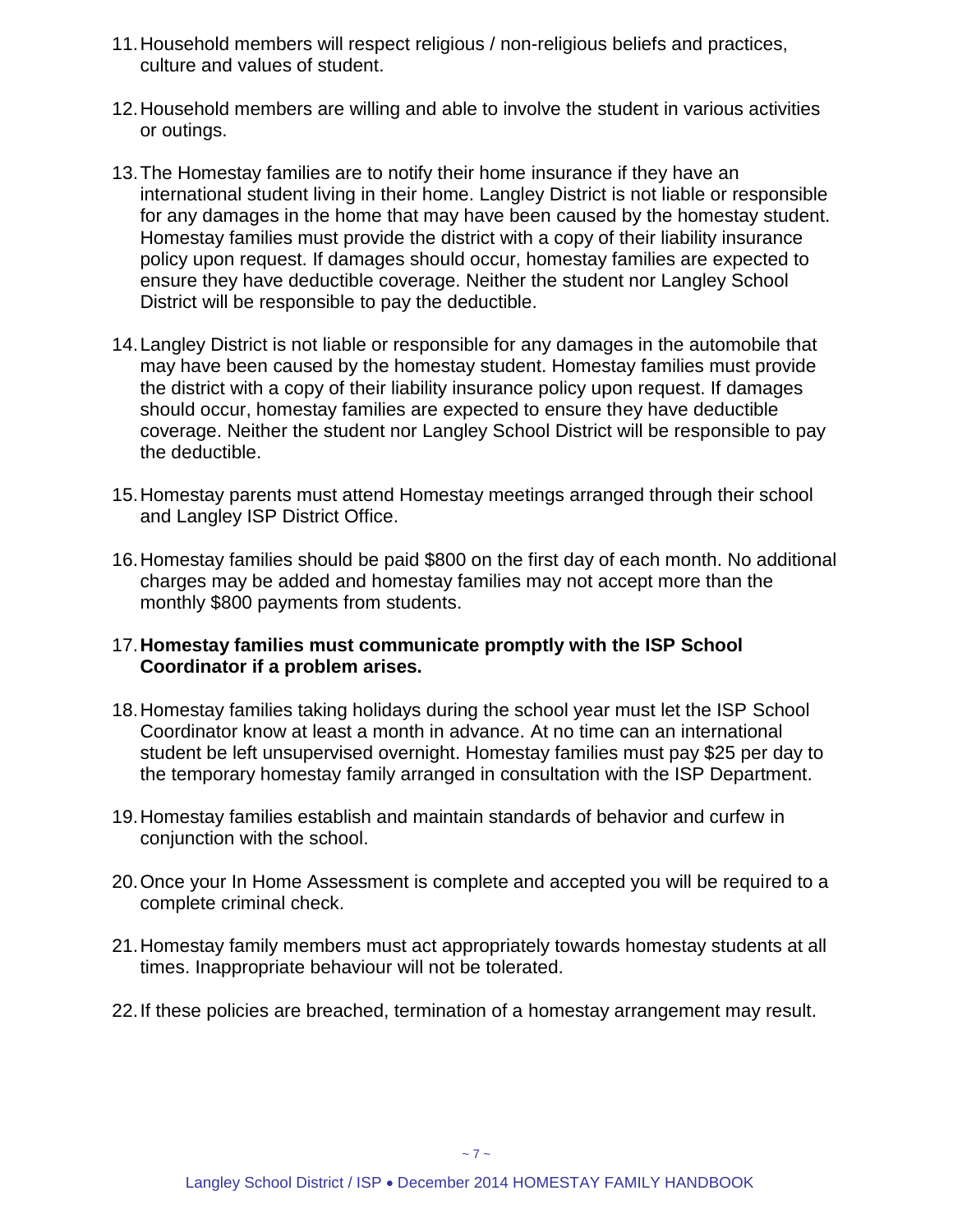11. Household members will respect religious / non-religious beliefs and practices, culture and values of student.

12. Household members are willing and able to involve the student in various activities or outings.

13. The Homestay families are to notify their home insurance if they have an international student living in their home. Langley District is not liable or responsible for any damages in the home that may have been caused by the homestay student. Homestay families must provide the district with a copy of their liability insurance policy upon request. If damages should occur, homestay families are expected to ensure they have deductible coverage. Neither the student nor Langley School District will be responsible to pay the deductible.

14. Langley District is not liable or responsible for any damages in the automobile that may have been caused by the homestay student. Homestay families must provide the district with a copy of their liability insurance policy upon request. If damages should occur, homestay families are expected to ensure they have deductible coverage. Neither the student nor Langley School District will be responsible to pay the deductible.

15. Homestay parents must attend Homestay meetings arranged through their school and Langley ISP District Office.

16. Homestay families should be paid $800 on the first day of each month. No additional charges may be added and homestay families may not accept more than the monthly $800 payments from students.

17. **Homestay families must communicate promptly with the ISP School Coordinator if a problem arises.**

18. Homestay families taking holidays during the school year must let the ISP School Coordinator know at least a month in advance. At no time can an international student be left unsupervised overnight. Homestay families must pay $25 per day to the temporary homestay family arranged in consultation with the ISP Department.

19. Homestay families establish and maintain standards of behavior and curfew in conjunction with the school.

20. Once your In Home Assessment is complete and accepted you will be required to a complete criminal check.

21. Homestay family members must act appropriately towards homestay students at all times. Inappropriate behaviour will not be tolerated.

22. If these policies are breached, termination of a homestay arrangement may result.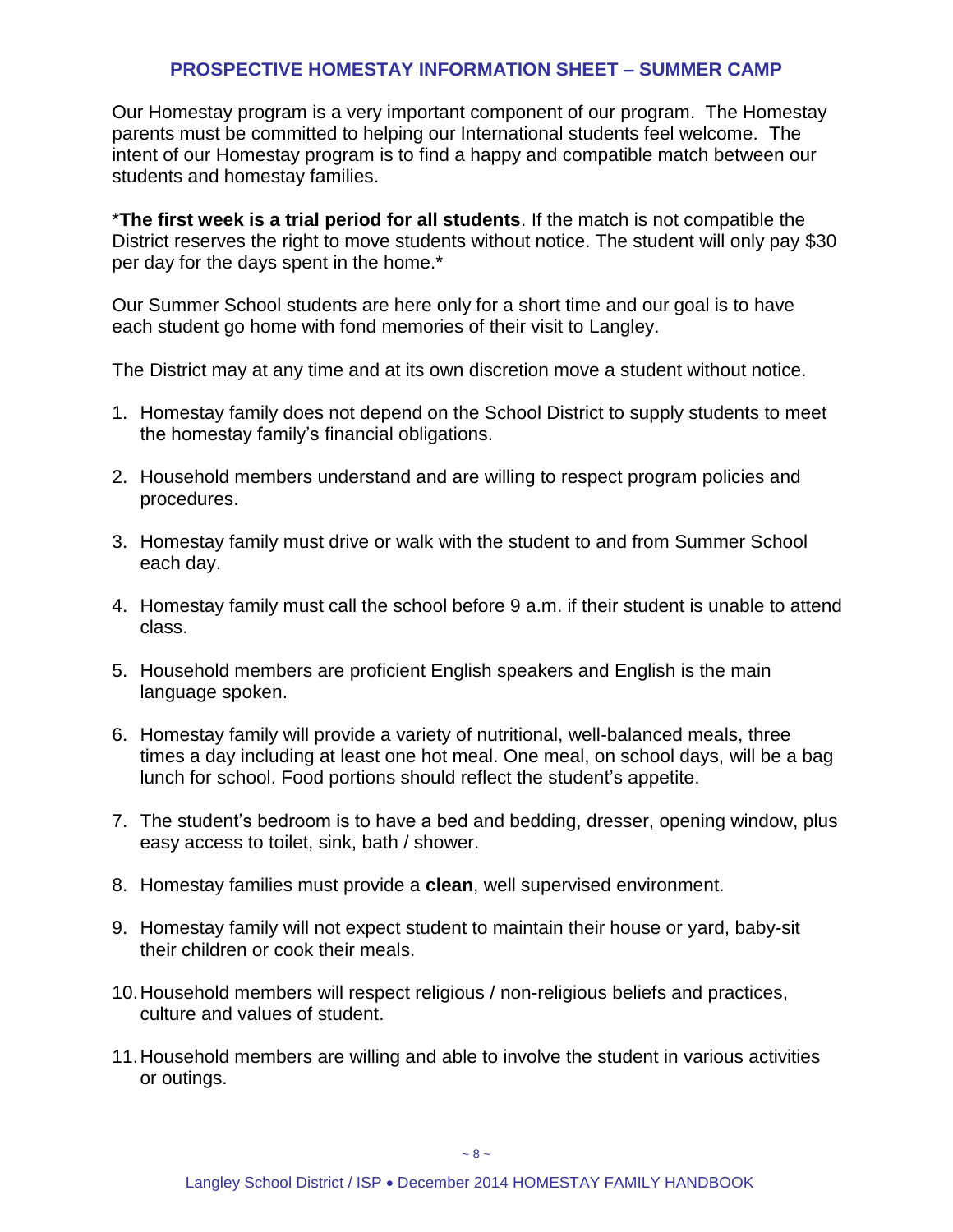## PROSPECTIVE HOMESTAY INFORMATION SHEET – SUMMER CAMP

Our Homestay program is a very important component of our program. The Homestay parents must be committed to helping our International students feel welcome. The intent of our Homestay program is to find a happy and compatible match between our students and homestay families.

\***The first week is a trial period for all students**. If the match is not compatible the District reserves the right to move students without notice. The student will only pay $30 per day for the days spent in the home.\*

Our Summer School students are here only for a short time and our goal is to have each student go home with fond memories of their visit to Langley.

The District may at any time and at its own discretion move a student without notice.

1. Homestay family does not depend on the School District to supply students to meet the homestay family's financial obligations.
2. Household members understand and are willing to respect program policies and procedures.
3. Homestay family must drive or walk with the student to and from Summer School each day.
4. Homestay family must call the school before 9 a.m. if their student is unable to attend class.
5. Household members are proficient English speakers and English is the main language spoken.
6. Homestay family will provide a variety of nutritional, well-balanced meals, three times a day including at least one hot meal. One meal, on school days, will be a bag lunch for school. Food portions should reflect the student's appetite.
7. The student's bedroom is to have a bed and bedding, dresser, opening window, plus easy access to toilet, sink, bath / shower.
8. Homestay families must provide a **clean**, well supervised environment.
9. Homestay family will not expect student to maintain their house or yard, baby-sit their children or cook their meals.
10. Household members will respect religious / non-religious beliefs and practices, culture and values of student.
11. Household members are willing and able to involve the student in various activities or outings.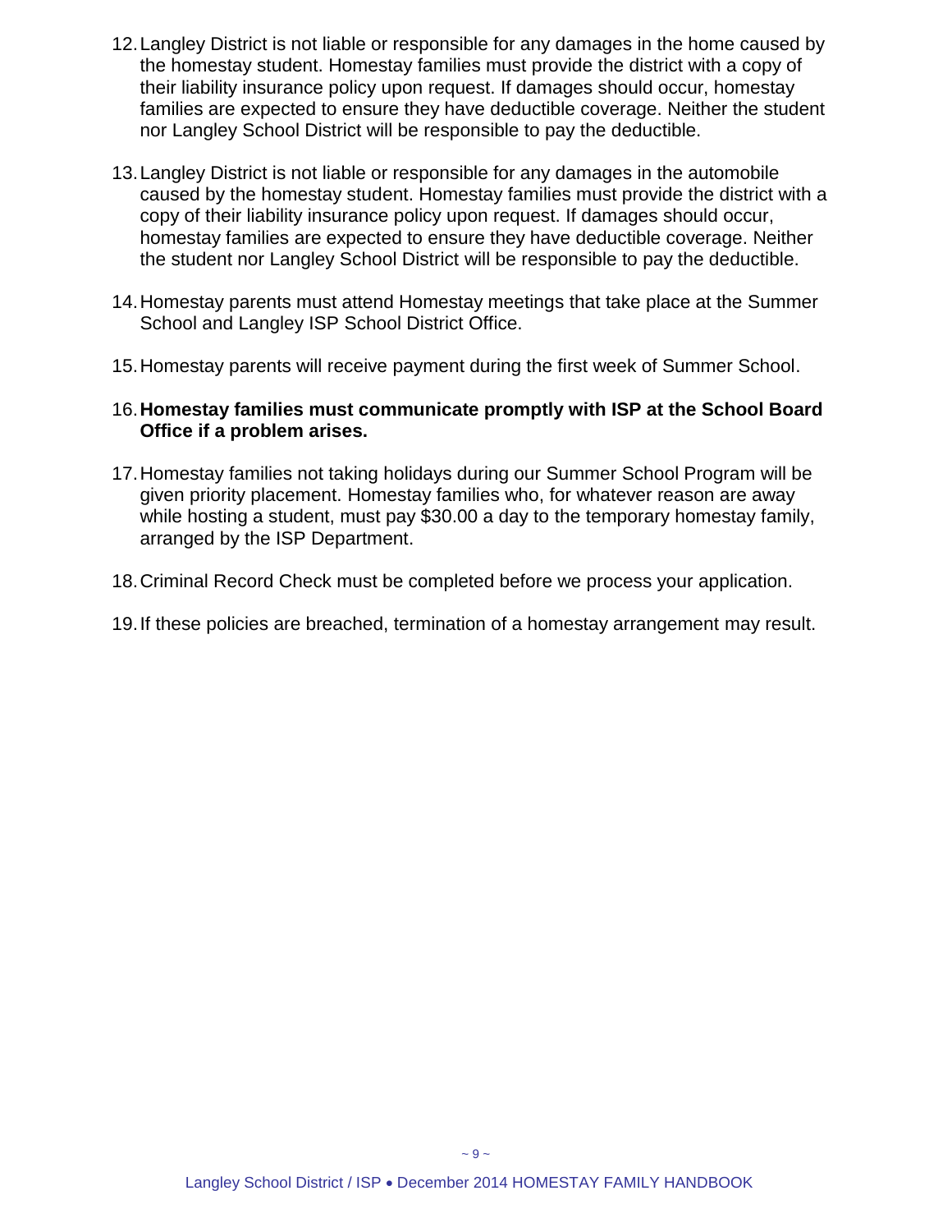12. Langley District is not liable or responsible for any damages in the home caused by the homestay student. Homestay families must provide the district with a copy of their liability insurance policy upon request. If damages should occur, homestay families are expected to ensure they have deductible coverage. Neither the student nor Langley School District will be responsible to pay the deductible.

13. Langley District is not liable or responsible for any damages in the automobile caused by the homestay student. Homestay families must provide the district with a copy of their liability insurance policy upon request. If damages should occur, homestay families are expected to ensure they have deductible coverage. Neither the student nor Langley School District will be responsible to pay the deductible.

14. Homestay parents must attend Homestay meetings that take place at the Summer School and Langley ISP School District Office.

15. Homestay parents will receive payment during the first week of Summer School.

16. **Homestay families must communicate promptly with ISP at the School Board Office if a problem arises.**

17. Homestay families not taking holidays during our Summer School Program will be given priority placement. Homestay families who, for whatever reason are away while hosting a student, must pay $30.00 a day to the temporary homestay family, arranged by the ISP Department.

18. Criminal Record Check must be completed before we process your application.

19. If these policies are breached, termination of a homestay arrangement may result.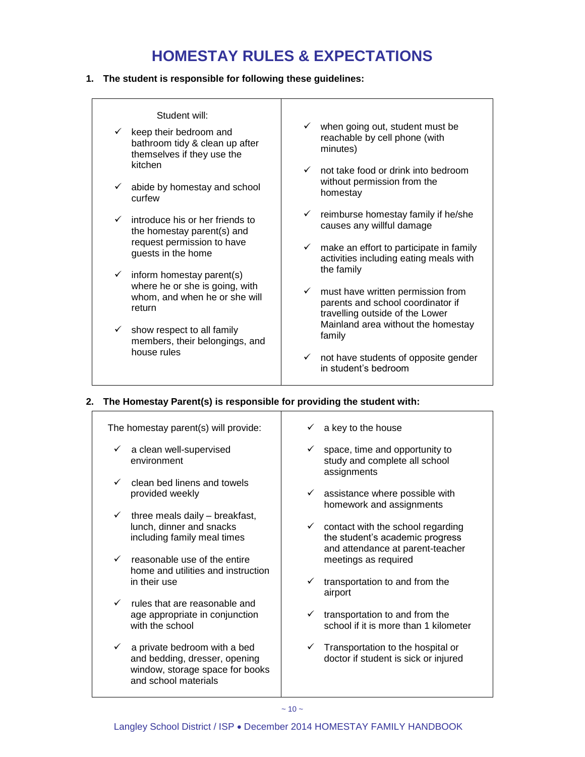# HOMESTAY RULES & EXPECTATIONS

**1. The student is responsible for following these guidelines:**

Student will:

- ✓ keep their bedroom and bathroom tidy & clean up after themselves if they use the kitchen
- ✓ abide by homestay and school curfew
- ✓ introduce his or her friends to the homestay parent(s) and request permission to have guests in the home
- ✓ inform homestay parent(s) where he or she is going, with whom, and when he or she will return
- ✓ show respect to all family members, their belongings, and house rules
- ✓ when going out, student must be reachable by cell phone (with minutes)
- ✓ not take food or drink into bedroom without permission from the homestay
- ✓ reimburse homestay family if he/she causes any willful damage
- ✓ make an effort to participate in family activities including eating meals with the family
- ✓ must have written permission from parents and school coordinator if travelling outside of the Lower Mainland area without the homestay family
- ✓ not have students of opposite gender in student's bedroom

**2. The Homestay Parent(s) is responsible for providing the student with:**

The homestay parent(s) will provide:

- ✓ a clean well-supervised environment
- ✓ clean bed linens and towels provided weekly
- ✓ three meals daily – breakfast, lunch, dinner and snacks including family meal times
- ✓ reasonable use of the entire home and utilities and instruction in their use
- ✓ rules that are reasonable and age appropriate in conjunction with the school
- ✓ a private bedroom with a bed and bedding, dresser, opening window, storage space for books and school materials
- ✓ a key to the house
- ✓ space, time and opportunity to study and complete all school assignments
- ✓ assistance where possible with homework and assignments
- ✓ contact with the school regarding the student's academic progress and attendance at parent-teacher meetings as required
- ✓ transportation to and from the airport
- ✓ transportation to and from the school if it is more than 1 kilometer
- ✓ Transportation to the hospital or doctor if student is sick or injured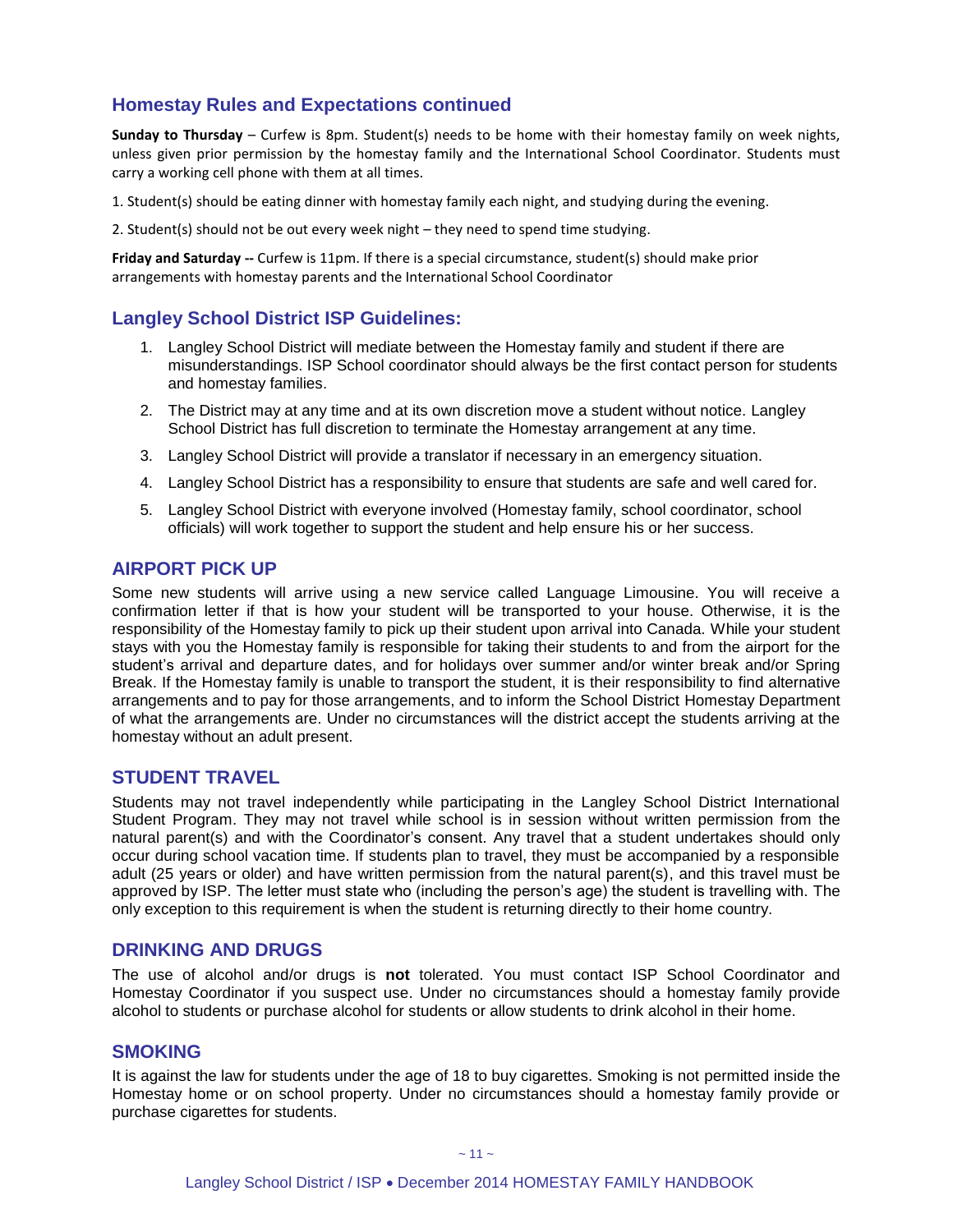## Homestay Rules and Expectations continued

**Sunday to Thursday** – Curfew is 8pm. Student(s) needs to be home with their homestay family on week nights, unless given prior permission by the homestay family and the International School Coordinator. Students must carry a working cell phone with them at all times.

1. Student(s) should be eating dinner with homestay family each night, and studying during the evening.
2. Student(s) should not be out every week night – they need to spend time studying.

**Friday and Saturday --** Curfew is 11pm. If there is a special circumstance, student(s) should make prior arrangements with homestay parents and the International School Coordinator

## Langley School District ISP Guidelines:

1. Langley School District will mediate between the Homestay family and student if there are misunderstandings. ISP School coordinator should always be the first contact person for students and homestay families.
2. The District may at any time and at its own discretion move a student without notice. Langley School District has full discretion to terminate the Homestay arrangement at any time.
3. Langley School District will provide a translator if necessary in an emergency situation.
4. Langley School District has a responsibility to ensure that students are safe and well cared for.
5. Langley School District with everyone involved (Homestay family, school coordinator, school officials) will work together to support the student and help ensure his or her success.

## AIRPORT PICK UP

Some new students will arrive using a new service called Language Limousine. You will receive a confirmation letter if that is how your student will be transported to your house. Otherwise, it is the responsibility of the Homestay family to pick up their student upon arrival into Canada. While your student stays with you the Homestay family is responsible for taking their students to and from the airport for the student's arrival and departure dates, and for holidays over summer and/or winter break and/or Spring Break. If the Homestay family is unable to transport the student, it is their responsibility to find alternative arrangements and to pay for those arrangements, and to inform the School District Homestay Department of what the arrangements are. Under no circumstances will the district accept the students arriving at the homestay without an adult present.

## STUDENT TRAVEL

Students may not travel independently while participating in the Langley School District International Student Program. They may not travel while school is in session without written permission from the natural parent(s) and with the Coordinator's consent. Any travel that a student undertakes should only occur during school vacation time. If students plan to travel, they must be accompanied by a responsible adult (25 years or older) and have written permission from the natural parent(s), and this travel must be approved by ISP. The letter must state who (including the person's age) the student is travelling with. The only exception to this requirement is when the student is returning directly to their home country.

## DRINKING AND DRUGS

The use of alcohol and/or drugs is **not** tolerated. You must contact ISP School Coordinator and Homestay Coordinator if you suspect use. Under no circumstances should a homestay family provide alcohol to students or purchase alcohol for students or allow students to drink alcohol in their home.

## SMOKING

It is against the law for students under the age of 18 to buy cigarettes. Smoking is not permitted inside the Homestay home or on school property. Under no circumstances should a homestay family provide or purchase cigarettes for students.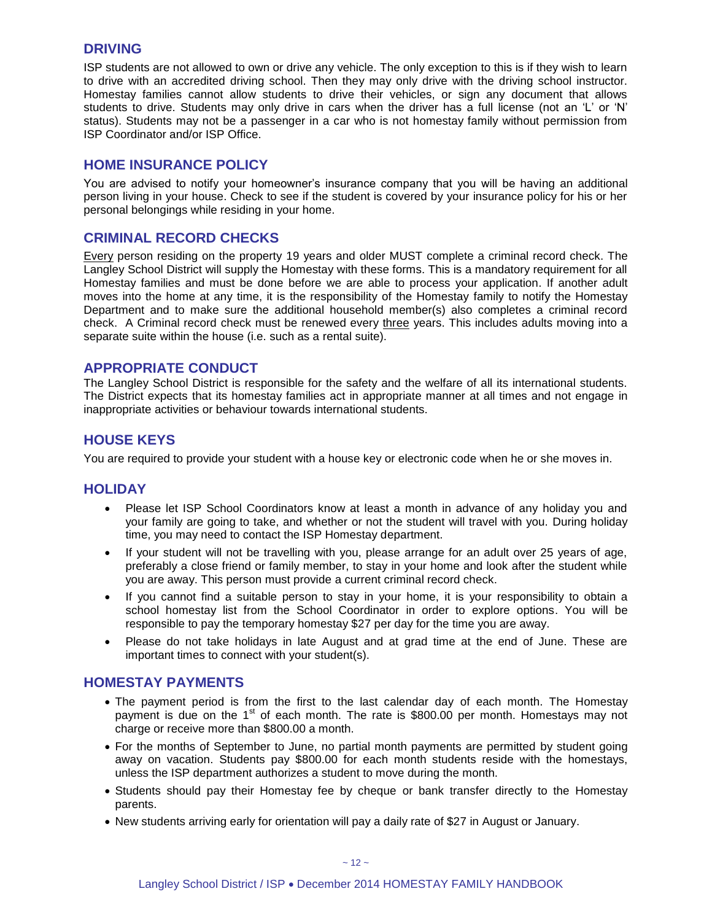## DRIVING

ISP students are not allowed to own or drive any vehicle. The only exception to this is if they wish to learn to drive with an accredited driving school. Then they may only drive with the driving school instructor. Homestay families cannot allow students to drive their vehicles, or sign any document that allows students to drive. Students may only drive in cars when the driver has a full license (not an 'L' or 'N' status). Students may not be a passenger in a car who is not homestay family without permission from ISP Coordinator and/or ISP Office.

## HOME INSURANCE POLICY

You are advised to notify your homeowner's insurance company that you will be having an additional person living in your house. Check to see if the student is covered by your insurance policy for his or her personal belongings while residing in your home.

## CRIMINAL RECORD CHECKS

Every person residing on the property 19 years and older MUST complete a criminal record check. The Langley School District will supply the Homestay with these forms. This is a mandatory requirement for all Homestay families and must be done before we are able to process your application. If another adult moves into the home at any time, it is the responsibility of the Homestay family to notify the Homestay Department and to make sure the additional household member(s) also completes a criminal record check. A Criminal record check must be renewed every three years. This includes adults moving into a separate suite within the house (i.e. such as a rental suite).

## APPROPRIATE CONDUCT

The Langley School District is responsible for the safety and the welfare of all its international students. The District expects that its homestay families act in appropriate manner at all times and not engage in inappropriate activities or behaviour towards international students.

## HOUSE KEYS

You are required to provide your student with a house key or electronic code when he or she moves in.

## HOLIDAY

- Please let ISP School Coordinators know at least a month in advance of any holiday you and your family are going to take, and whether or not the student will travel with you. During holiday time, you may need to contact the ISP Homestay department.
- If your student will not be travelling with you, please arrange for an adult over 25 years of age, preferably a close friend or family member, to stay in your home and look after the student while you are away. This person must provide a current criminal record check.
- If you cannot find a suitable person to stay in your home, it is your responsibility to obtain a school homestay list from the School Coordinator in order to explore options. You will be responsible to pay the temporary homestay $27 per day for the time you are away.
- Please do not take holidays in late August and at grad time at the end of June. These are important times to connect with your student(s).

## HOMESTAY PAYMENTS

- The payment period is from the first to the last calendar day of each month. The Homestay payment is due on the 1st of each month. The rate is $800.00 per month. Homestays may not charge or receive more than $800.00 a month.
- For the months of September to June, no partial month payments are permitted by student going away on vacation. Students pay $800.00 for each month students reside with the homestays, unless the ISP department authorizes a student to move during the month.
- Students should pay their Homestay fee by cheque or bank transfer directly to the Homestay parents.
- New students arriving early for orientation will pay a daily rate of $27 in August or January.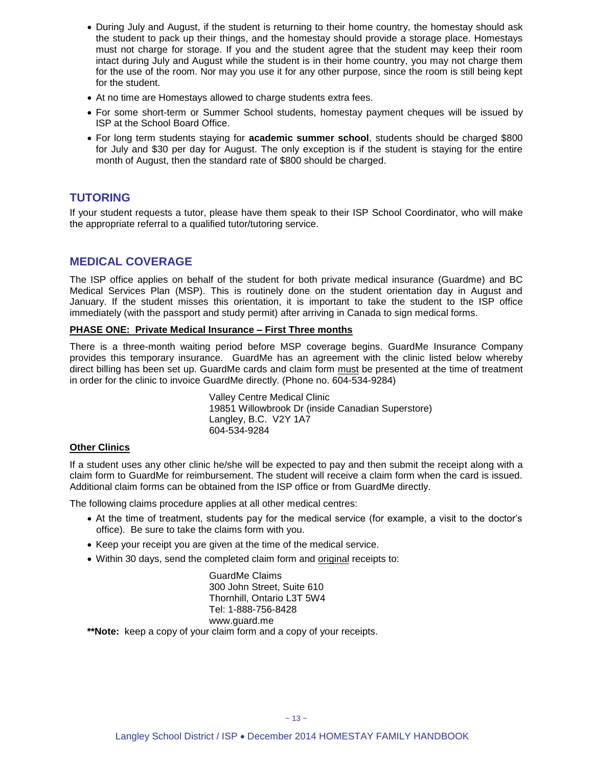- During July and August, if the student is returning to their home country, the homestay should ask the student to pack up their things, and the homestay should provide a storage place. Homestays must not charge for storage. If you and the student agree that the student may keep their room intact during July and August while the student is in their home country, you may not charge them for the use of the room. Nor may you use it for any other purpose, since the room is still being kept for the student.
- At no time are Homestays allowed to charge students extra fees.
- For some short-term or Summer School students, homestay payment cheques will be issued by ISP at the School Board Office.
- For long term students staying for **academic summer school**, students should be charged $800 for July and $30 per day for August. The only exception is if the student is staying for the entire month of August, then the standard rate of $800 should be charged.

## TUTORING

If your student requests a tutor, please have them speak to their ISP School Coordinator, who will make the appropriate referral to a qualified tutor/tutoring service.

## MEDICAL COVERAGE

The ISP office applies on behalf of the student for both private medical insurance (Guardme) and BC Medical Services Plan (MSP). This is routinely done on the student orientation day in August and January. If the student misses this orientation, it is important to take the student to the ISP office immediately (with the passport and study permit) after arriving in Canada to sign medical forms.

**PHASE ONE: Private Medical Insurance – First Three months**

There is a three-month waiting period before MSP coverage begins. GuardMe Insurance Company provides this temporary insurance. GuardMe has an agreement with the clinic listed below whereby direct billing has been set up. GuardMe cards and claim form must be presented at the time of treatment in order for the clinic to invoice GuardMe directly. (Phone no. 604-534-9284)

Valley Centre Medical Clinic
19851 Willowbrook Dr (inside Canadian Superstore)
Langley, B.C. V2Y 1A7
604-534-9284

**Other Clinics**

If a student uses any other clinic he/she will be expected to pay and then submit the receipt along with a claim form to GuardMe for reimbursement. The student will receive a claim form when the card is issued. Additional claim forms can be obtained from the ISP office or from GuardMe directly.

The following claims procedure applies at all other medical centres:

- At the time of treatment, students pay for the medical service (for example, a visit to the doctor's office). Be sure to take the claims form with you.
- Keep your receipt you are given at the time of the medical service.
- Within 30 days, send the completed claim form and original receipts to:

GuardMe Claims
300 John Street, Suite 610
Thornhill, Ontario L3T 5W4
Tel: 1-888-756-8428
www.guard.me

****Note:** keep a copy of your claim form and a copy of your receipts.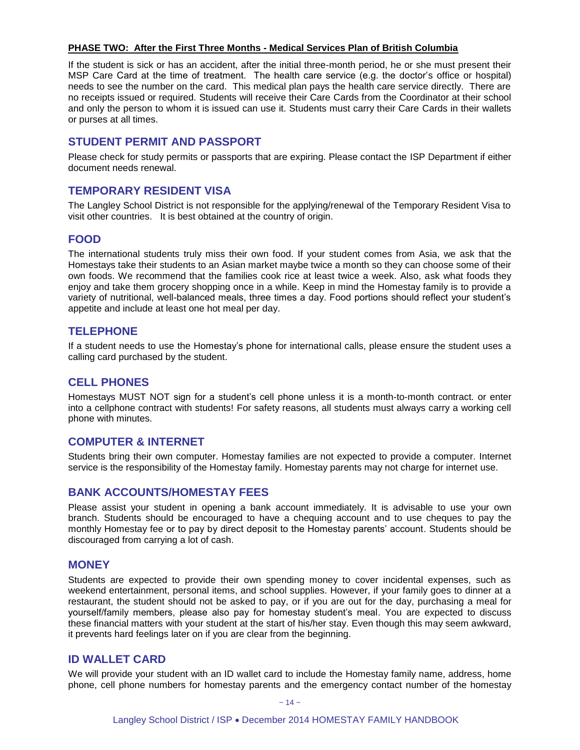**PHASE TWO: After the First Three Months - Medical Services Plan of British Columbia**

If the student is sick or has an accident, after the initial three-month period, he or she must present their MSP Care Card at the time of treatment. The health care service (e.g. the doctor's office or hospital) needs to see the number on the card. This medical plan pays the health care service directly. There are no receipts issued or required. Students will receive their Care Cards from the Coordinator at their school and only the person to whom it is issued can use it. Students must carry their Care Cards in their wallets or purses at all times.

## STUDENT PERMIT AND PASSPORT

Please check for study permits or passports that are expiring. Please contact the ISP Department if either document needs renewal.

## TEMPORARY RESIDENT VISA

The Langley School District is not responsible for the applying/renewal of the Temporary Resident Visa to visit other countries. It is best obtained at the country of origin.

## FOOD

The international students truly miss their own food. If your student comes from Asia, we ask that the Homestays take their students to an Asian market maybe twice a month so they can choose some of their own foods. We recommend that the families cook rice at least twice a week. Also, ask what foods they enjoy and take them grocery shopping once in a while. Keep in mind the Homestay family is to provide a variety of nutritional, well-balanced meals, three times a day. Food portions should reflect your student's appetite and include at least one hot meal per day.

## TELEPHONE

If a student needs to use the Homestay's phone for international calls, please ensure the student uses a calling card purchased by the student.

## CELL PHONES

Homestays MUST NOT sign for a student's cell phone unless it is a month-to-month contract. or enter into a cellphone contract with students! For safety reasons, all students must always carry a working cell phone with minutes.

## COMPUTER & INTERNET

Students bring their own computer. Homestay families are not expected to provide a computer. Internet service is the responsibility of the Homestay family. Homestay parents may not charge for internet use.

## BANK ACCOUNTS/HOMESTAY FEES

Please assist your student in opening a bank account immediately. It is advisable to use your own branch. Students should be encouraged to have a chequing account and to use cheques to pay the monthly Homestay fee or to pay by direct deposit to the Homestay parents' account. Students should be discouraged from carrying a lot of cash.

## MONEY

Students are expected to provide their own spending money to cover incidental expenses, such as weekend entertainment, personal items, and school supplies. However, if your family goes to dinner at a restaurant, the student should not be asked to pay, or if you are out for the day, purchasing a meal for yourself/family members, please also pay for homestay student's meal. You are expected to discuss these financial matters with your student at the start of his/her stay. Even though this may seem awkward, it prevents hard feelings later on if you are clear from the beginning.

## ID WALLET CARD

We will provide your student with an ID wallet card to include the Homestay family name, address, home phone, cell phone numbers for homestay parents and the emergency contact number of the homestay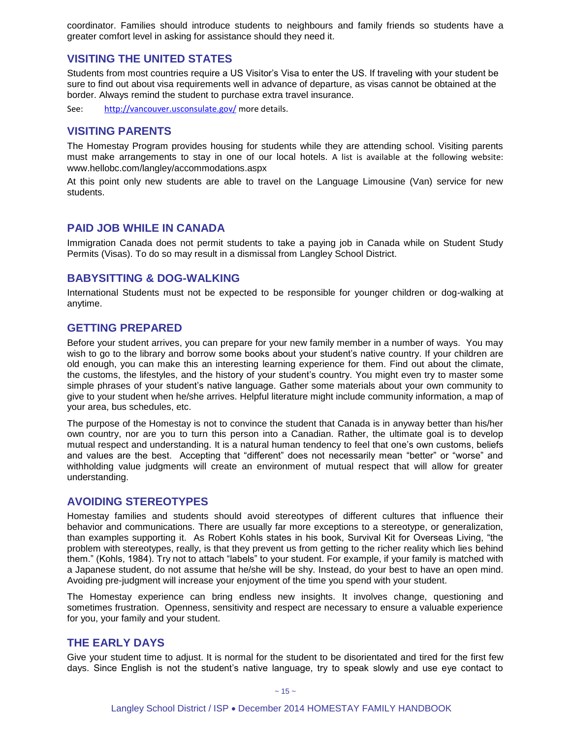coordinator. Families should introduce students to neighbours and family friends so students have a greater comfort level in asking for assistance should they need it.

## VISITING THE UNITED STATES

Students from most countries require a US Visitor's Visa to enter the US. If traveling with your student be sure to find out about visa requirements well in advance of departure, as visas cannot be obtained at the border. Always remind the student to purchase extra travel insurance.

See: http://vancouver.usconsulate.gov/ more details.

## VISITING PARENTS

The Homestay Program provides housing for students while they are attending school. Visiting parents must make arrangements to stay in one of our local hotels. A list is available at the following website: www.hellobc.com/langley/accommodations.aspx

At this point only new students are able to travel on the Language Limousine (Van) service for new students.

## PAID JOB WHILE IN CANADA

Immigration Canada does not permit students to take a paying job in Canada while on Student Study Permits (Visas). To do so may result in a dismissal from Langley School District.

## BABYSITTING & DOG-WALKING

International Students must not be expected to be responsible for younger children or dog-walking at anytime.

## GETTING PREPARED

Before your student arrives, you can prepare for your new family member in a number of ways. You may wish to go to the library and borrow some books about your student's native country. If your children are old enough, you can make this an interesting learning experience for them. Find out about the climate, the customs, the lifestyles, and the history of your student's country. You might even try to master some simple phrases of your student's native language. Gather some materials about your own community to give to your student when he/she arrives. Helpful literature might include community information, a map of your area, bus schedules, etc.

The purpose of the Homestay is not to convince the student that Canada is in anyway better than his/her own country, nor are you to turn this person into a Canadian. Rather, the ultimate goal is to develop mutual respect and understanding. It is a natural human tendency to feel that one's own customs, beliefs and values are the best. Accepting that "different" does not necessarily mean "better" or "worse" and withholding value judgments will create an environment of mutual respect that will allow for greater understanding.

## AVOIDING STEREOTYPES

Homestay families and students should avoid stereotypes of different cultures that influence their behavior and communications. There are usually far more exceptions to a stereotype, or generalization, than examples supporting it. As Robert Kohls states in his book, Survival Kit for Overseas Living, "the problem with stereotypes, really, is that they prevent us from getting to the richer reality which lies behind them." (Kohls, 1984). Try not to attach "labels" to your student. For example, if your family is matched with a Japanese student, do not assume that he/she will be shy. Instead, do your best to have an open mind. Avoiding pre-judgment will increase your enjoyment of the time you spend with your student.

The Homestay experience can bring endless new insights. It involves change, questioning and sometimes frustration. Openness, sensitivity and respect are necessary to ensure a valuable experience for you, your family and your student.

## THE EARLY DAYS

Give your student time to adjust. It is normal for the student to be disorientated and tired for the first few days. Since English is not the student's native language, try to speak slowly and use eye contact to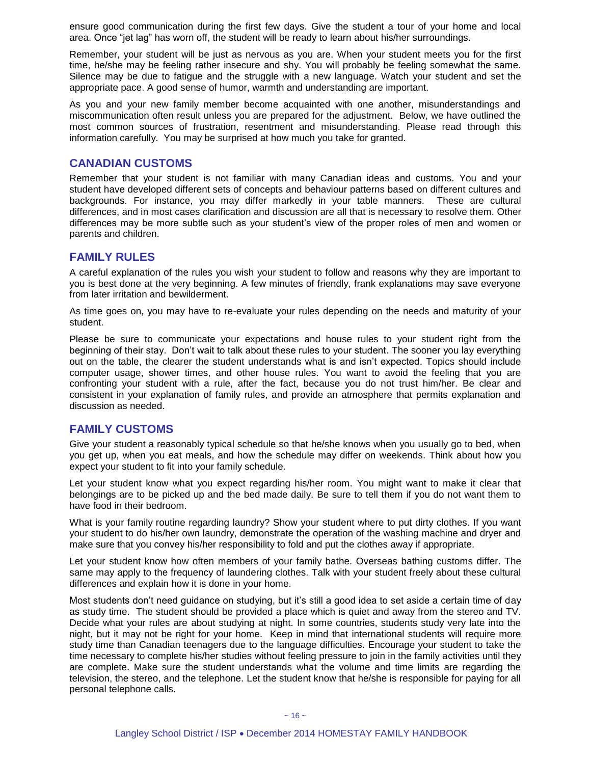ensure good communication during the first few days. Give the student a tour of your home and local area. Once "jet lag" has worn off, the student will be ready to learn about his/her surroundings.

Remember, your student will be just as nervous as you are. When your student meets you for the first time, he/she may be feeling rather insecure and shy. You will probably be feeling somewhat the same. Silence may be due to fatigue and the struggle with a new language. Watch your student and set the appropriate pace. A good sense of humor, warmth and understanding are important.

As you and your new family member become acquainted with one another, misunderstandings and miscommunication often result unless you are prepared for the adjustment. Below, we have outlined the most common sources of frustration, resentment and misunderstanding. Please read through this information carefully. You may be surprised at how much you take for granted.

## CANADIAN CUSTOMS

Remember that your student is not familiar with many Canadian ideas and customs. You and your student have developed different sets of concepts and behaviour patterns based on different cultures and backgrounds. For instance, you may differ markedly in your table manners. These are cultural differences, and in most cases clarification and discussion are all that is necessary to resolve them. Other differences may be more subtle such as your student's view of the proper roles of men and women or parents and children.

## FAMILY RULES

A careful explanation of the rules you wish your student to follow and reasons why they are important to you is best done at the very beginning. A few minutes of friendly, frank explanations may save everyone from later irritation and bewilderment.

As time goes on, you may have to re-evaluate your rules depending on the needs and maturity of your student.

Please be sure to communicate your expectations and house rules to your student right from the beginning of their stay. Don't wait to talk about these rules to your student. The sooner you lay everything out on the table, the clearer the student understands what is and isn't expected. Topics should include computer usage, shower times, and other house rules. You want to avoid the feeling that you are confronting your student with a rule, after the fact, because you do not trust him/her. Be clear and consistent in your explanation of family rules, and provide an atmosphere that permits explanation and discussion as needed.

## FAMILY CUSTOMS

Give your student a reasonably typical schedule so that he/she knows when you usually go to bed, when you get up, when you eat meals, and how the schedule may differ on weekends. Think about how you expect your student to fit into your family schedule.

Let your student know what you expect regarding his/her room. You might want to make it clear that belongings are to be picked up and the bed made daily. Be sure to tell them if you do not want them to have food in their bedroom.

What is your family routine regarding laundry? Show your student where to put dirty clothes. If you want your student to do his/her own laundry, demonstrate the operation of the washing machine and dryer and make sure that you convey his/her responsibility to fold and put the clothes away if appropriate.

Let your student know how often members of your family bathe. Overseas bathing customs differ. The same may apply to the frequency of laundering clothes. Talk with your student freely about these cultural differences and explain how it is done in your home.

Most students don't need guidance on studying, but it's still a good idea to set aside a certain time of day as study time. The student should be provided a place which is quiet and away from the stereo and TV. Decide what your rules are about studying at night. In some countries, students study very late into the night, but it may not be right for your home. Keep in mind that international students will require more study time than Canadian teenagers due to the language difficulties. Encourage your student to take the time necessary to complete his/her studies without feeling pressure to join in the family activities until they are complete. Make sure the student understands what the volume and time limits are regarding the television, the stereo, and the telephone. Let the student know that he/she is responsible for paying for all personal telephone calls.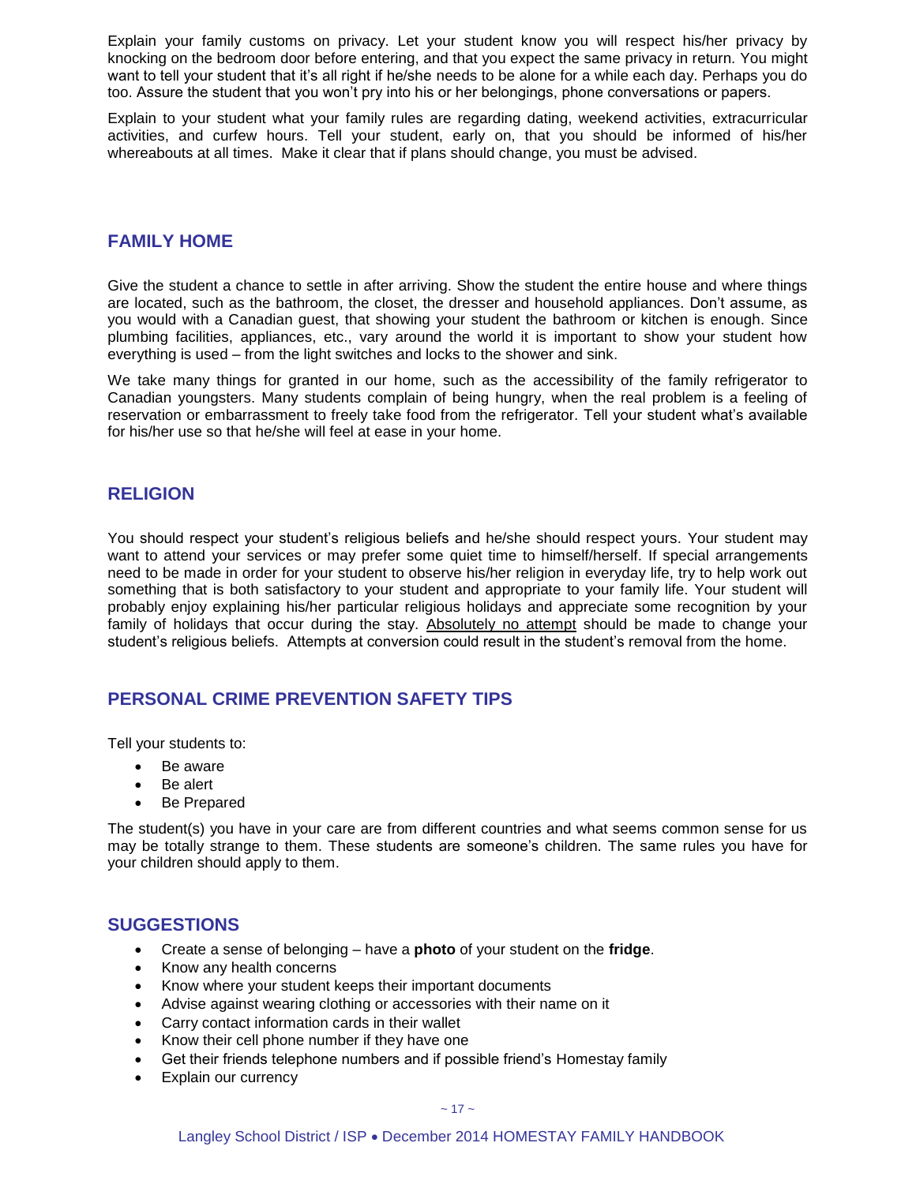Explain your family customs on privacy. Let your student know you will respect his/her privacy by knocking on the bedroom door before entering, and that you expect the same privacy in return. You might want to tell your student that it's all right if he/she needs to be alone for a while each day. Perhaps you do too. Assure the student that you won't pry into his or her belongings, phone conversations or papers.

Explain to your student what your family rules are regarding dating, weekend activities, extracurricular activities, and curfew hours. Tell your student, early on, that you should be informed of his/her whereabouts at all times. Make it clear that if plans should change, you must be advised.

## FAMILY HOME

Give the student a chance to settle in after arriving. Show the student the entire house and where things are located, such as the bathroom, the closet, the dresser and household appliances. Don't assume, as you would with a Canadian guest, that showing your student the bathroom or kitchen is enough. Since plumbing facilities, appliances, etc., vary around the world it is important to show your student how everything is used – from the light switches and locks to the shower and sink.

We take many things for granted in our home, such as the accessibility of the family refrigerator to Canadian youngsters. Many students complain of being hungry, when the real problem is a feeling of reservation or embarrassment to freely take food from the refrigerator. Tell your student what's available for his/her use so that he/she will feel at ease in your home.

## RELIGION

You should respect your student's religious beliefs and he/she should respect yours. Your student may want to attend your services or may prefer some quiet time to himself/herself. If special arrangements need to be made in order for your student to observe his/her religion in everyday life, try to help work out something that is both satisfactory to your student and appropriate to your family life. Your student will probably enjoy explaining his/her particular religious holidays and appreciate some recognition by your family of holidays that occur during the stay. Absolutely no attempt should be made to change your student's religious beliefs. Attempts at conversion could result in the student's removal from the home.

## PERSONAL CRIME PREVENTION SAFETY TIPS

Tell your students to:

- Be aware
- Be alert
- Be Prepared

The student(s) you have in your care are from different countries and what seems common sense for us may be totally strange to them. These students are someone's children. The same rules you have for your children should apply to them.

## SUGGESTIONS

- Create a sense of belonging – have a **photo** of your student on the **fridge**.
- Know any health concerns
- Know where your student keeps their important documents
- Advise against wearing clothing or accessories with their name on it
- Carry contact information cards in their wallet
- Know their cell phone number if they have one
- Get their friends telephone numbers and if possible friend's Homestay family
- Explain our currency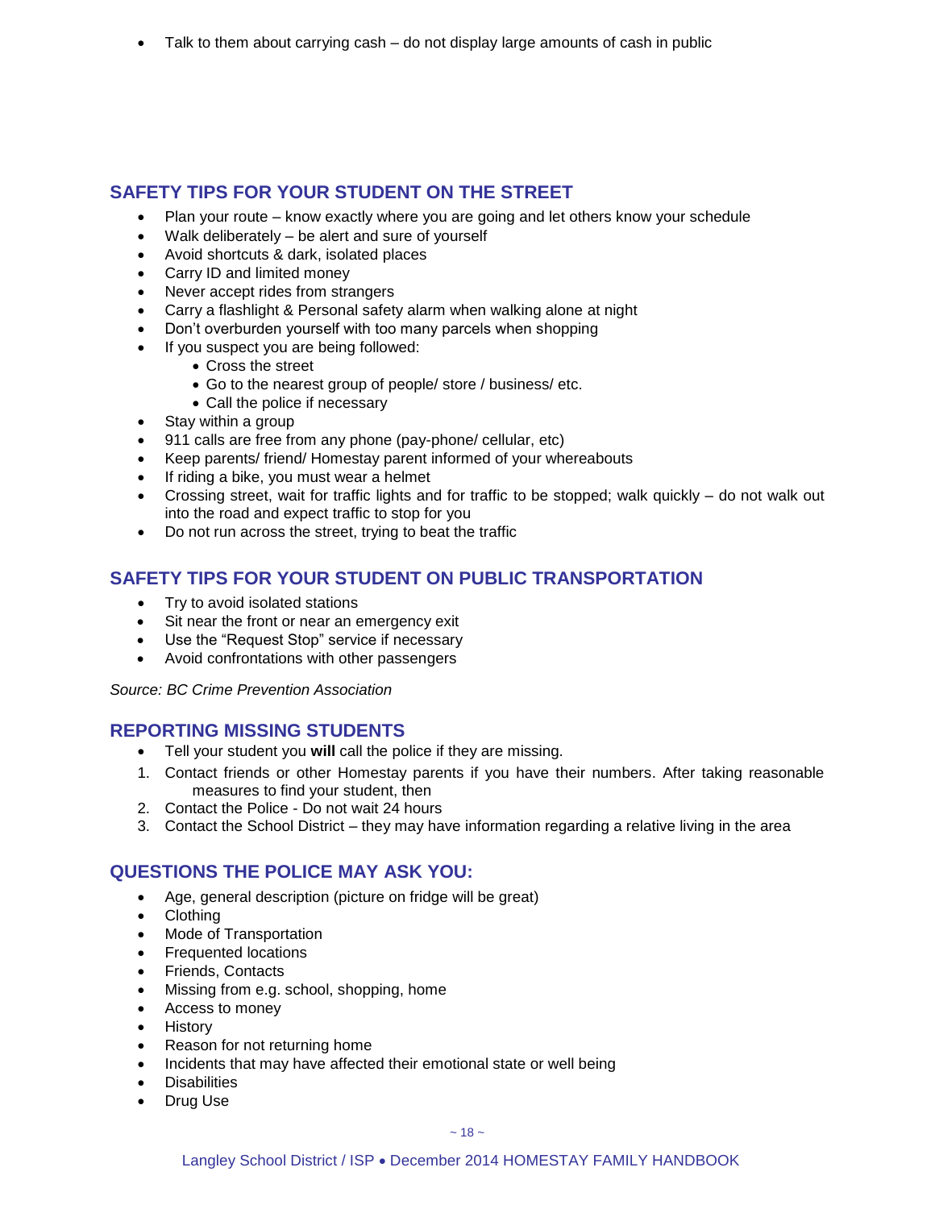- Talk to them about carrying cash – do not display large amounts of cash in public

## SAFETY TIPS FOR YOUR STUDENT ON THE STREET

- Plan your route – know exactly where you are going and let others know your schedule
- Walk deliberately – be alert and sure of yourself
- Avoid shortcuts & dark, isolated places
- Carry ID and limited money
- Never accept rides from strangers
- Carry a flashlight & Personal safety alarm when walking alone at night
- Don't overburden yourself with too many parcels when shopping
- If you suspect you are being followed:
    - Cross the street
    - Go to the nearest group of people/ store / business/ etc.
    - Call the police if necessary
- Stay within a group
- 911 calls are free from any phone (pay-phone/ cellular, etc)
- Keep parents/ friend/ Homestay parent informed of your whereabouts
- If riding a bike, you must wear a helmet
- Crossing street, wait for traffic lights and for traffic to be stopped; walk quickly – do not walk out into the road and expect traffic to stop for you
- Do not run across the street, trying to beat the traffic

## SAFETY TIPS FOR YOUR STUDENT ON PUBLIC TRANSPORTATION

- Try to avoid isolated stations
- Sit near the front or near an emergency exit
- Use the "Request Stop" service if necessary
- Avoid confrontations with other passengers

*Source: BC Crime Prevention Association*

## REPORTING MISSING STUDENTS

- Tell your student you **will** call the police if they are missing.

1. Contact friends or other Homestay parents if you have their numbers. After taking reasonable measures to find your student, then
2. Contact the Police - Do not wait 24 hours
3. Contact the School District – they may have information regarding a relative living in the area

## QUESTIONS THE POLICE MAY ASK YOU:

- Age, general description (picture on fridge will be great)
- Clothing
- Mode of Transportation
- Frequented locations
- Friends, Contacts
- Missing from e.g. school, shopping, home
- Access to money
- History
- Reason for not returning home
- Incidents that may have affected their emotional state or well being
- Disabilities
- Drug Use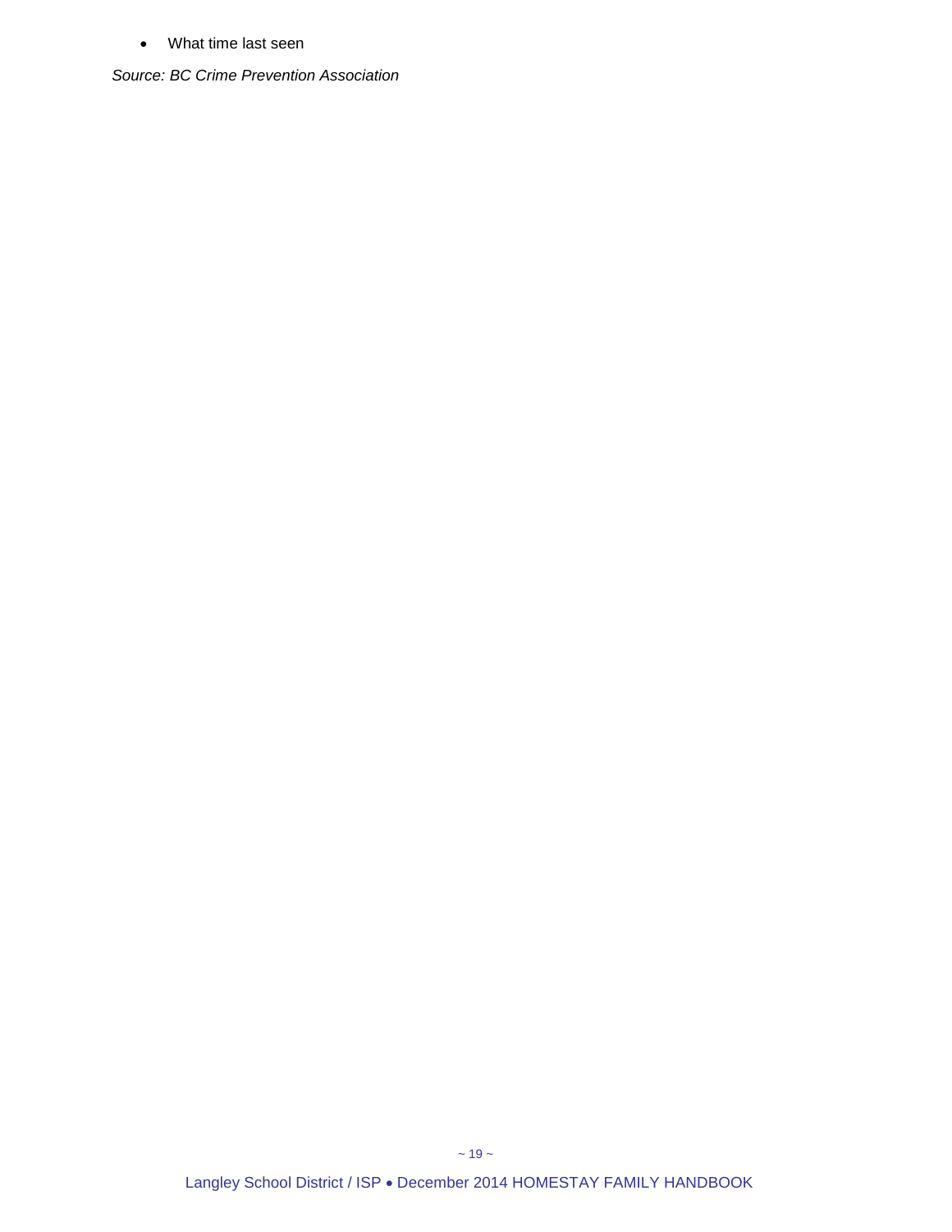- What time last seen

*Source: BC Crime Prevention Association*